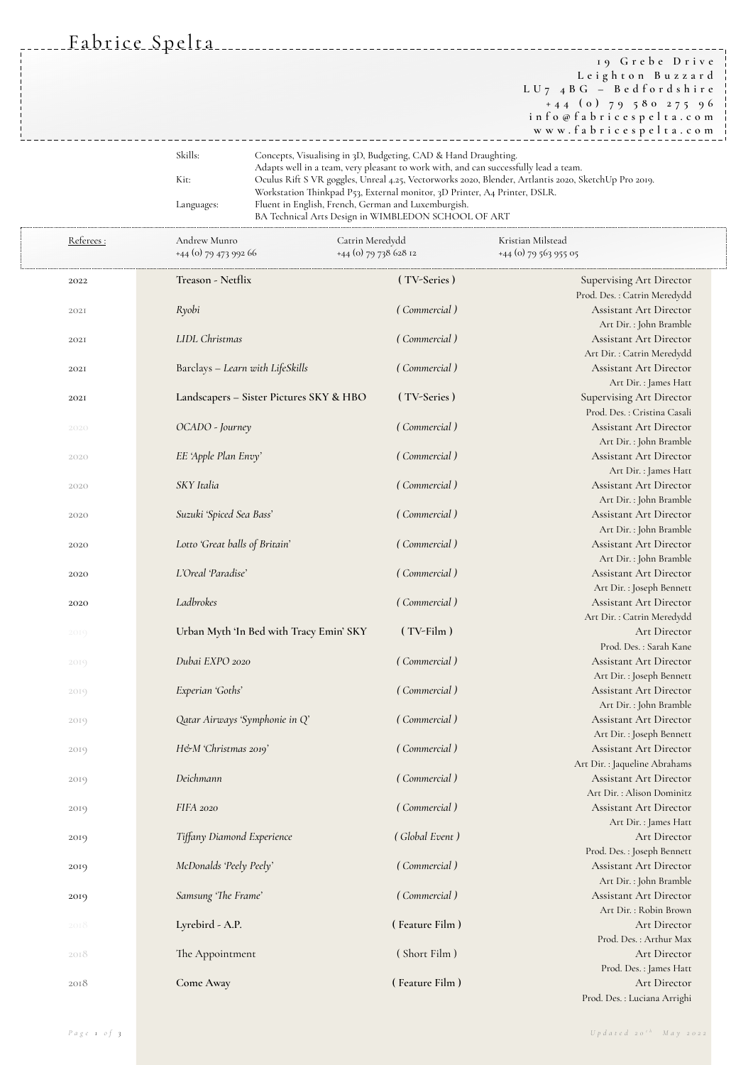# Fabrice Spelta

19 Grebe Drive
Leighton Buzzard
LU7 4BG – Bedfordshire
+44 (0) 79 580 275 96
info@fabricespelta.com
www.fabricespelta.com

| | |
|---|---|
| Skills: | Concepts, Visualising in 3D, Budgeting, CAD & Hand Draughting. Adapts well in a team, very pleasant to work with, and can successfully lead a team. |
| Kit: | Oculus Rift S VR goggles, Unreal 4.25, Vectorworks 2020, Blender, Artlantis 2020, SketchUp Pro 2019. Workstation Thinkpad P53, External monitor, 3D Printer, A4 Printer, DSLR. |
| Languages: | Fluent in English, French, German and Luxemburgish. BA Technical Arts Design in WIMBLEDON SCHOOL OF ART |

| Referees : | Andrew Munro | Catrin Meredydd | Kristian Milstead |
|---|---|---|---|
| | +44 (0) 79 473 992 66 | +44 (0) 79 738 628 12 | +44 (0) 79 563 955 05 |

| Year | Project | Type | Role |
|---|---|---|---|
| 2022 | **Treason - Netflix** | ( TV-Series ) | Supervising Art Director<br>Prod. Des. : Catrin Meredydd |
| 2021 | *Ryobi* | *( Commercial )* | Assistant Art Director<br>Art Dir. : John Bramble |
| 2021 | *LIDL Christmas* | *( Commercial )* | Assistant Art Director<br>Art Dir. : Catrin Meredydd |
| 2021 | Barclays – *Learn with LifeSkills* | *( Commercial )* | Assistant Art Director<br>Art Dir. : James Hatt |
| 2021 | **Landscapers – Sister Pictures SKY & HBO** | ( TV-Series ) | Supervising Art Director<br>Prod. Des. : Cristina Casali |
| 2020 | *OCADO - Journey* | *( Commercial )* | Assistant Art Director<br>Art Dir. : John Bramble |
| 2020 | *EE 'Apple Plan Envy'* | *( Commercial )* | Assistant Art Director<br>Art Dir. : James Hatt |
| 2020 | *SKY Italia* | *( Commercial )* | Assistant Art Director<br>Art Dir. : John Bramble |
| 2020 | *Suzuki 'Spiced Sea Bass'* | *( Commercial )* | Assistant Art Director<br>Art Dir. : John Bramble |
| 2020 | *Lotto 'Great balls of Britain'* | *( Commercial )* | Assistant Art Director<br>Art Dir. : John Bramble |
| 2020 | *L'Oreal 'Paradise'* | *( Commercial )* | Assistant Art Director<br>Art Dir. : Joseph Bennett |
| 2020 | *Ladbrokes* | *( Commercial )* | Assistant Art Director<br>Art Dir. : Catrin Meredydd |
| 2019 | **Urban Myth 'In Bed with Tracy Emin' SKY** | ( TV-Film ) | Art Director<br>Prod. Des. : Sarah Kane |
| 2019 | *Dubai EXPO 2020* | *( Commercial )* | Assistant Art Director<br>Art Dir. : Joseph Bennett |
| 2019 | *Experian 'Goths'* | *( Commercial )* | Assistant Art Director<br>Art Dir. : John Bramble |
| 2019 | *Qatar Airways 'Symphonie in Q'* | *( Commercial )* | Assistant Art Director<br>Art Dir. : Joseph Bennett |
| 2019 | *H&M 'Christmas 2019'* | *( Commercial )* | Assistant Art Director<br>Art Dir. : Jaqueline Abrahams |
| 2019 | *Deichmann* | *( Commercial )* | Assistant Art Director<br>Art Dir. : Alison Dominitz |
| 2019 | *FIFA 2020* | *( Commercial )* | Assistant Art Director<br>Art Dir. : James Hatt |
| 2019 | *Tiffany Diamond Experience* | *( Global Event )* | Art Director<br>Prod. Des. : Joseph Bennett |
| 2019 | *McDonalds 'Peely Peely'* | *( Commercial )* | Assistant Art Director<br>Art Dir. : John Bramble |
| 2019 | *Samsung 'The Frame'* | *( Commercial )* | Assistant Art Director<br>Art Dir. : Robin Brown |
| 2018 | **Lyrebird - A.P.** | ( Feature Film ) | Art Director<br>Prod. Des. : Arthur Max |
| 2018 | The Appointment | ( Short Film ) | Art Director<br>Prod. Des. : James Hatt |
| 2018 | **Come Away** | ( Feature Film ) | Art Director<br>Prod. Des. : Luciana Arrighi |

*Updated 20th May 2022*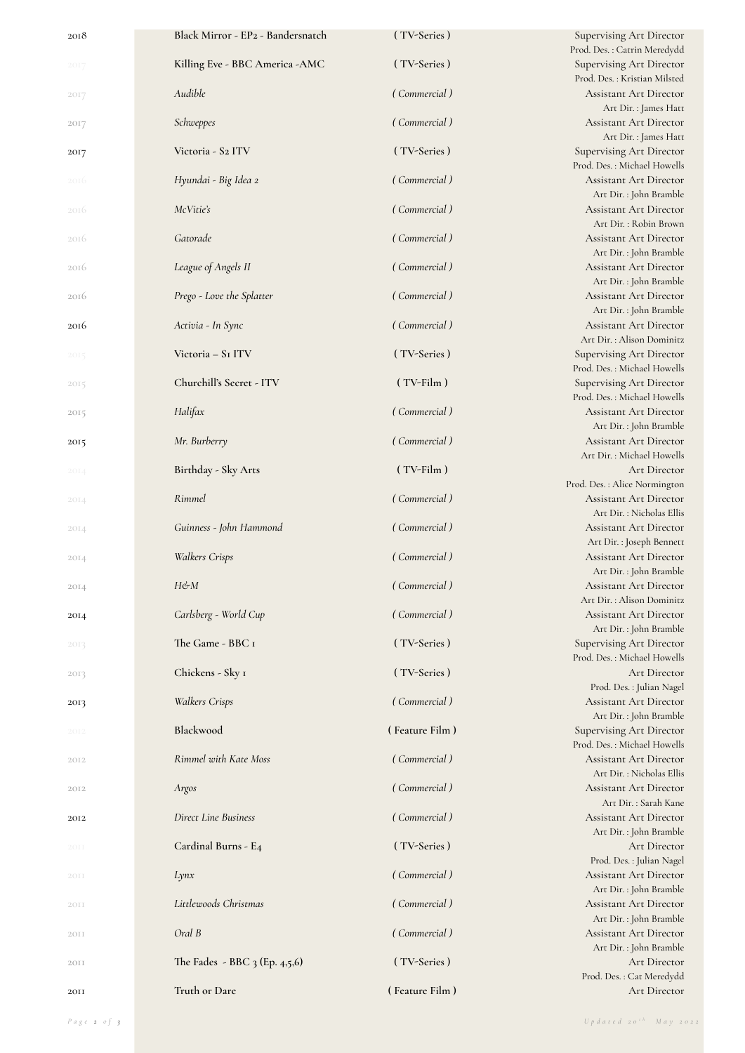| Year | Title | Type | Role |
|---|---|---|---|
| 2018 | Black Mirror - EP2 - Bandersnatch | ( TV-Series ) | Supervising Art Director<br>Prod. Des. : Catrin Meredydd |
| 2017 | Killing Eve - BBC America -AMC | ( TV-Series ) | Supervising Art Director<br>Prod. Des. : Kristian Milsted |
| 2017 | *Audible* | *( Commercial )* | Assistant Art Director<br>Art Dir. : James Hatt |
| 2017 | *Schweppes* | *( Commercial )* | Assistant Art Director<br>Art Dir. : James Hatt |
| 2017 | Victoria - S2 ITV | ( TV-Series ) | Supervising Art Director<br>Prod. Des. : Michael Howells |
| 2016 | *Hyundai - Big Idea 2* | *( Commercial )* | Assistant Art Director<br>Art Dir. : John Bramble |
| 2016 | *McVitie's* | *( Commercial )* | Assistant Art Director<br>Art Dir. : Robin Brown |
| 2016 | *Gatorade* | *( Commercial )* | Assistant Art Director<br>Art Dir. : John Bramble |
| 2016 | *League of Angels II* | *( Commercial )* | Assistant Art Director<br>Art Dir. : John Bramble |
| 2016 | *Prego - Love the Splatter* | *( Commercial )* | Assistant Art Director<br>Art Dir. : John Bramble |
| 2016 | *Activia - In Sync* | *( Commercial )* | Assistant Art Director<br>Art Dir. : Alison Dominitz |
| 2015 | Victoria – S1 ITV | ( TV-Series ) | Supervising Art Director<br>Prod. Des. : Michael Howells |
| 2015 | Churchill's Secret - ITV | ( TV-Film ) | Supervising Art Director<br>Prod. Des. : Michael Howells |
| 2015 | *Halifax* | *( Commercial )* | Assistant Art Director<br>Art Dir. : John Bramble |
| 2015 | *Mr. Burberry* | *( Commercial )* | Assistant Art Director<br>Art Dir. : Michael Howells |
| 2014 | Birthday - Sky Arts | ( TV-Film ) | Art Director<br>Prod. Des. : Alice Normington |
| 2014 | *Rimmel* | *( Commercial )* | Assistant Art Director<br>Art Dir. : Nicholas Ellis |
| 2014 | *Guinness - John Hammond* | *( Commercial )* | Assistant Art Director<br>Art Dir. : Joseph Bennett |
| 2014 | *Walkers Crisps* | *( Commercial )* | Assistant Art Director<br>Art Dir. : John Bramble |
| 2014 | *H&M* | *( Commercial )* | Assistant Art Director<br>Art Dir. : Alison Dominitz |
| 2014 | *Carlsberg - World Cup* | *( Commercial )* | Assistant Art Director<br>Art Dir. : John Bramble |
| 2013 | The Game - BBC 1 | ( TV-Series ) | Supervising Art Director<br>Prod. Des. : Michael Howells |
| 2013 | Chickens - Sky 1 | ( TV-Series ) | Art Director<br>Prod. Des. : Julian Nagel |
| 2013 | *Walkers Crisps* | *( Commercial )* | Assistant Art Director<br>Art Dir. : John Bramble |
| 2012 | Blackwood | ( Feature Film ) | Supervising Art Director<br>Prod. Des. : Michael Howells |
| 2012 | *Rimmel with Kate Moss* | *( Commercial )* | Assistant Art Director<br>Art Dir. : Nicholas Ellis |
| 2012 | *Argos* | *( Commercial )* | Assistant Art Director<br>Art Dir. : Sarah Kane |
| 2012 | *Direct Line Business* | *( Commercial )* | Assistant Art Director<br>Art Dir. : John Bramble |
| 2011 | Cardinal Burns - E4 | ( TV-Series ) | Art Director<br>Prod. Des. : Julian Nagel |
| 2011 | *Lynx* | *( Commercial )* | Assistant Art Director<br>Art Dir. : John Bramble |
| 2011 | *Littlewoods Christmas* | *( Commercial )* | Assistant Art Director<br>Art Dir. : John Bramble |
| 2011 | *Oral B* | *( Commercial )* | Assistant Art Director<br>Art Dir. : John Bramble |
| 2011 | The Fades - BBC 3 (Ep. 4,5,6) | ( TV-Series ) | Art Director<br>Prod. Des. : Cat Meredydd |
| 2011 | Truth or Dare | ( Feature Film ) | Art Director |

*Updated 20th May 2022*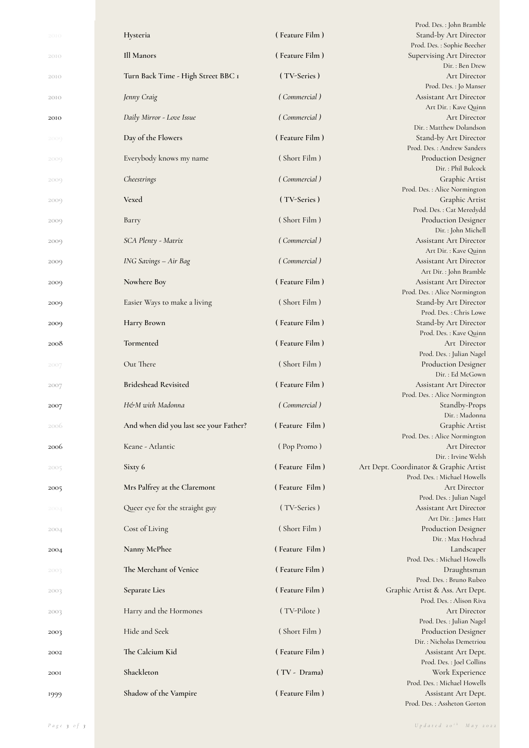Prod. Des. : John Bramble

| | | | | |
|---|---|---|---|---|
| 2010 | Hysteria | ( Feature Film ) | Stand-by Art Director | Prod. Des. : Sophie Beecher |
| 2010 | Ill Manors | ( Feature Film ) | Supervising Art Director | Dir. : Ben Drew |
| 2010 | Turn Back Time - High Street BBC 1 | ( TV-Series ) | Art Director | Prod. Des. : Jo Manser |
| 2010 | *Jenny Craig* | *( Commercial )* | Assistant Art Director | Art Dir. : Kave Quinn |
| 2010 | *Daily Mirror - Love Issue* | *( Commercial )* | Art Director | Dir. : Matthew Dolandson |
| 2009 | Day of the Flowers | ( Feature Film ) | Stand-by Art Director | Prod. Des. : Andrew Sanders |
| 2009 | Everybody knows my name | ( Short Film ) | Production Designer | Dir. : Phil Bulcock |
| 2009 | *Cheestrings* | *( Commercial )* | Graphic Artist | Prod. Des. : Alice Normington |
| 2009 | Vexed | ( TV-Series ) | Graphic Artist | Prod. Des. : Cat Meredydd |
| 2009 | Barry | ( Short Film ) | Production Designer | Dir. : John Michell |
| 2009 | *SCA Plenty - Matrix* | *( Commercial )* | Assistant Art Director | Art Dir. : Kave Quinn |
| 2009 | *ING Savings – Air Bag* | *( Commercial )* | Assistant Art Director | Art Dir. : John Bramble |
| 2009 | Nowhere Boy | ( Feature Film ) | Assistant Art Director | Prod. Des. : Alice Normington |
| 2009 | Easier Ways to make a living | ( Short Film ) | Stand-by Art Director | Prod. Des. : Chris Lowe |
| 2009 | Harry Brown | ( Feature Film ) | Stand-by Art Director | Prod. Des. : Kave Quinn |
| 2008 | Tormented | ( Feature Film ) | Art Director | Prod. Des. : Julian Nagel |
| 2007 | Out There | ( Short Film ) | Production Designer | Dir. : Ed McGown |
| 2007 | Brideshead Revisited | ( Feature Film ) | Assistant Art Director | Prod. Des. : Alice Normington |
| 2007 | *H&M with Madonna* | *( Commercial )* | Standby-Props | Dir. : Madonna |
| 2006 | And when did you last see your Father? | ( Feature Film ) | Graphic Artist | Prod. Des. : Alice Normington |
| 2006 | Keane - Atlantic | ( Pop Promo ) | Art Director | Dir. : Irvine Welsh |
| 2005 | Sixty 6 | ( Feature Film ) | Art Dept. Coordinator & Graphic Artist | Prod. Des. : Michael Howells |
| 2005 | Mrs Palfrey at the Claremont | ( Feature Film ) | Art Director | Prod. Des. : Julian Nagel |
| 2004 | Queer eye for the straight guy | ( TV-Series ) | Assistant Art Director | Art Dir. : James Hatt |
| 2004 | Cost of Living | ( Short Film ) | Production Designer | Dir. : Max Hochrad |
| 2004 | Nanny McPhee | ( Feature Film ) | Landscaper | Prod. Des. : Michael Howells |
| 2003 | The Merchant of Venice | ( Feature Film ) | Draughtsman | Prod. Des. : Bruno Rubeo |
| 2003 | Separate Lies | ( Feature Film ) | Graphic Artist & Ass. Art Dept. | Prod. Des. : Alison Riva |
| 2003 | Harry and the Hormones | ( TV-Pilote ) | Art Director | Prod. Des. : Julian Nagel |
| 2003 | Hide and Seek | ( Short Film ) | Production Designer | Dir. : Nicholas Demetriou |
| 2002 | The Calcium Kid | ( Feature Film ) | Assistant Art Dept. | Prod. Des. : Joel Collins |
| 2001 | Shackleton | ( TV - Drama) | Work Experience | Prod. Des. : Michael Howells |
| 1999 | Shadow of the Vampire | ( Feature Film ) | Assistant Art Dept. | Prod. Des. : Assheton Gorton |

Updated 20th May 2022